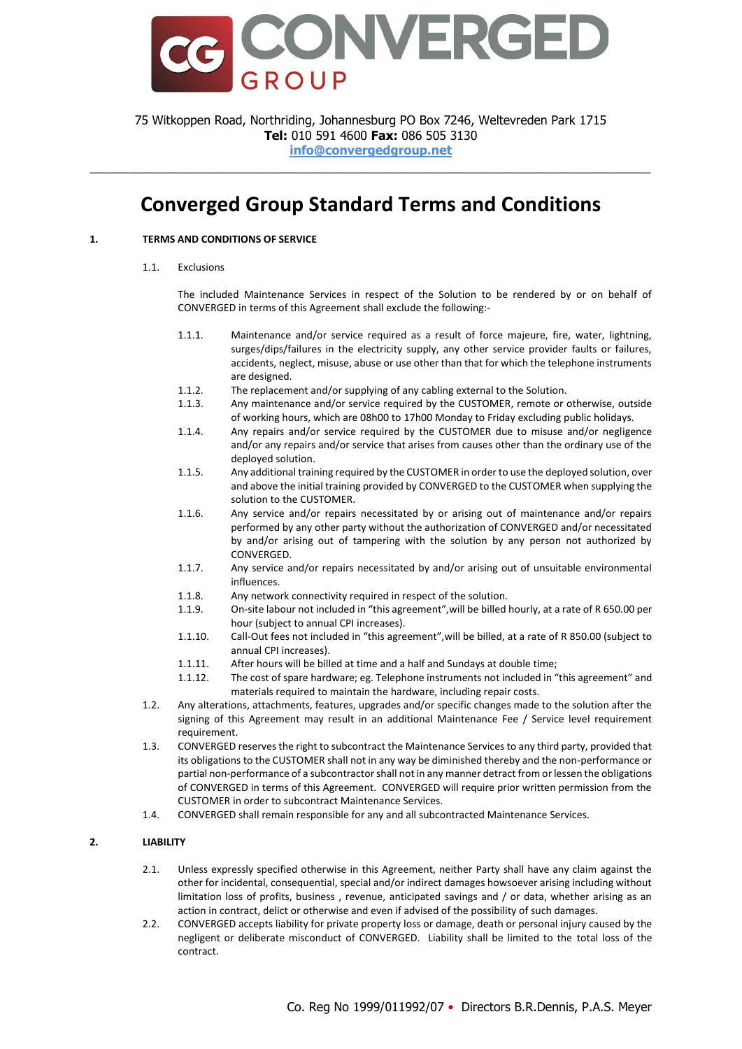75 Witkoppen Road, Northriding, Johannesburg PO Box 7246, Weltevreden Park 1715
**Tel:** 010 591 4600 **Fax:** 086 505 3130
info@convergedgroup.net

# Converged Group Standard Terms and Conditions

## 1. TERMS AND CONDITIONS OF SERVICE

1.1. Exclusions

The included Maintenance Services in respect of the Solution to be rendered by or on behalf of CONVERGED in terms of this Agreement shall exclude the following:-

- 1.1.1. Maintenance and/or service required as a result of force majeure, fire, water, lightning, surges/dips/failures in the electricity supply, any other service provider faults or failures, accidents, neglect, misuse, abuse or use other than that for which the telephone instruments are designed.
- 1.1.2. The replacement and/or supplying of any cabling external to the Solution.
- 1.1.3. Any maintenance and/or service required by the CUSTOMER, remote or otherwise, outside of working hours, which are 08h00 to 17h00 Monday to Friday excluding public holidays.
- 1.1.4. Any repairs and/or service required by the CUSTOMER due to misuse and/or negligence and/or any repairs and/or service that arises from causes other than the ordinary use of the deployed solution.
- 1.1.5. Any additional training required by the CUSTOMER in order to use the deployed solution, over and above the initial training provided by CONVERGED to the CUSTOMER when supplying the solution to the CUSTOMER.
- 1.1.6. Any service and/or repairs necessitated by or arising out of maintenance and/or repairs performed by any other party without the authorization of CONVERGED and/or necessitated by and/or arising out of tampering with the solution by any person not authorized by CONVERGED.
- 1.1.7. Any service and/or repairs necessitated by and/or arising out of unsuitable environmental influences.
- 1.1.8. Any network connectivity required in respect of the solution.
- 1.1.9. On-site labour not included in "this agreement",will be billed hourly, at a rate of R 650.00 per hour (subject to annual CPI increases).
- 1.1.10. Call-Out fees not included in "this agreement",will be billed, at a rate of R 850.00 (subject to annual CPI increases).
- 1.1.11. After hours will be billed at time and a half and Sundays at double time;
- 1.1.12. The cost of spare hardware; eg. Telephone instruments not included in "this agreement" and materials required to maintain the hardware, including repair costs.

1.2. Any alterations, attachments, features, upgrades and/or specific changes made to the solution after the signing of this Agreement may result in an additional Maintenance Fee / Service level requirement requirement.

1.3. CONVERGED reserves the right to subcontract the Maintenance Services to any third party, provided that its obligations to the CUSTOMER shall not in any way be diminished thereby and the non-performance or partial non-performance of a subcontractor shall not in any manner detract from or lessen the obligations of CONVERGED in terms of this Agreement. CONVERGED will require prior written permission from the CUSTOMER in order to subcontract Maintenance Services.

1.4. CONVERGED shall remain responsible for any and all subcontracted Maintenance Services.

## 2. LIABILITY

2.1. Unless expressly specified otherwise in this Agreement, neither Party shall have any claim against the other for incidental, consequential, special and/or indirect damages howsoever arising including without limitation loss of profits, business , revenue, anticipated savings and / or data, whether arising as an action in contract, delict or otherwise and even if advised of the possibility of such damages.

2.2. CONVERGED accepts liability for private property loss or damage, death or personal injury caused by the negligent or deliberate misconduct of CONVERGED. Liability shall be limited to the total loss of the contract.

Co. Reg No 1999/011992/07 • Directors B.R.Dennis, P.A.S. Meyer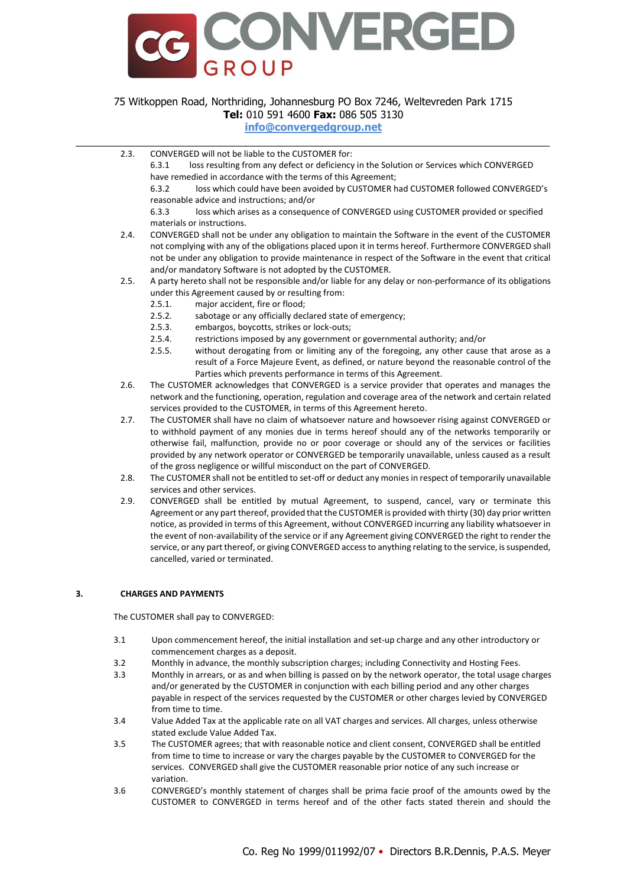2.3. CONVERGED will not be liable to the CUSTOMER for:

6.3.1 loss resulting from any defect or deficiency in the Solution or Services which CONVERGED have remedied in accordance with the terms of this Agreement;

6.3.2 loss which could have been avoided by CUSTOMER had CUSTOMER followed CONVERGED's reasonable advice and instructions; and/or

6.3.3 loss which arises as a consequence of CONVERGED using CUSTOMER provided or specified materials or instructions.

2.4. CONVERGED shall not be under any obligation to maintain the Software in the event of the CUSTOMER not complying with any of the obligations placed upon it in terms hereof. Furthermore CONVERGED shall not be under any obligation to provide maintenance in respect of the Software in the event that critical and/or mandatory Software is not adopted by the CUSTOMER.

2.5. A party hereto shall not be responsible and/or liable for any delay or non-performance of its obligations under this Agreement caused by or resulting from:

2.5.1. major accident, fire or flood;

2.5.2. sabotage or any officially declared state of emergency;

2.5.3. embargos, boycotts, strikes or lock-outs;

2.5.4. restrictions imposed by any government or governmental authority; and/or

2.5.5. without derogating from or limiting any of the foregoing, any other cause that arose as a result of a Force Majeure Event, as defined, or nature beyond the reasonable control of the Parties which prevents performance in terms of this Agreement.

2.6. The CUSTOMER acknowledges that CONVERGED is a service provider that operates and manages the network and the functioning, operation, regulation and coverage area of the network and certain related services provided to the CUSTOMER, in terms of this Agreement hereto.

2.7. The CUSTOMER shall have no claim of whatsoever nature and howsoever rising against CONVERGED or to withhold payment of any monies due in terms hereof should any of the networks temporarily or otherwise fail, malfunction, provide no or poor coverage or should any of the services or facilities provided by any network operator or CONVERGED be temporarily unavailable, unless caused as a result of the gross negligence or willful misconduct on the part of CONVERGED.

2.8. The CUSTOMER shall not be entitled to set-off or deduct any monies in respect of temporarily unavailable services and other services.

2.9. CONVERGED shall be entitled by mutual Agreement, to suspend, cancel, vary or terminate this Agreement or any part thereof, provided that the CUSTOMER is provided with thirty (30) day prior written notice, as provided in terms of this Agreement, without CONVERGED incurring any liability whatsoever in the event of non-availability of the service or if any Agreement giving CONVERGED the right to render the service, or any part thereof, or giving CONVERGED access to anything relating to the service, is suspended, cancelled, varied or terminated.

## 3. CHARGES AND PAYMENTS

The CUSTOMER shall pay to CONVERGED:

3.1 Upon commencement hereof, the initial installation and set-up charge and any other introductory or commencement charges as a deposit.

3.2 Monthly in advance, the monthly subscription charges; including Connectivity and Hosting Fees.

3.3 Monthly in arrears, or as and when billing is passed on by the network operator, the total usage charges and/or generated by the CUSTOMER in conjunction with each billing period and any other charges payable in respect of the services requested by the CUSTOMER or other charges levied by CONVERGED from time to time.

3.4 Value Added Tax at the applicable rate on all VAT charges and services. All charges, unless otherwise stated exclude Value Added Tax.

3.5 The CUSTOMER agrees; that with reasonable notice and client consent, CONVERGED shall be entitled from time to time to increase or vary the charges payable by the CUSTOMER to CONVERGED for the services. CONVERGED shall give the CUSTOMER reasonable prior notice of any such increase or variation.

3.6 CONVERGED's monthly statement of charges shall be prima facie proof of the amounts owed by the CUSTOMER to CONVERGED in terms hereof and of the other facts stated therein and should the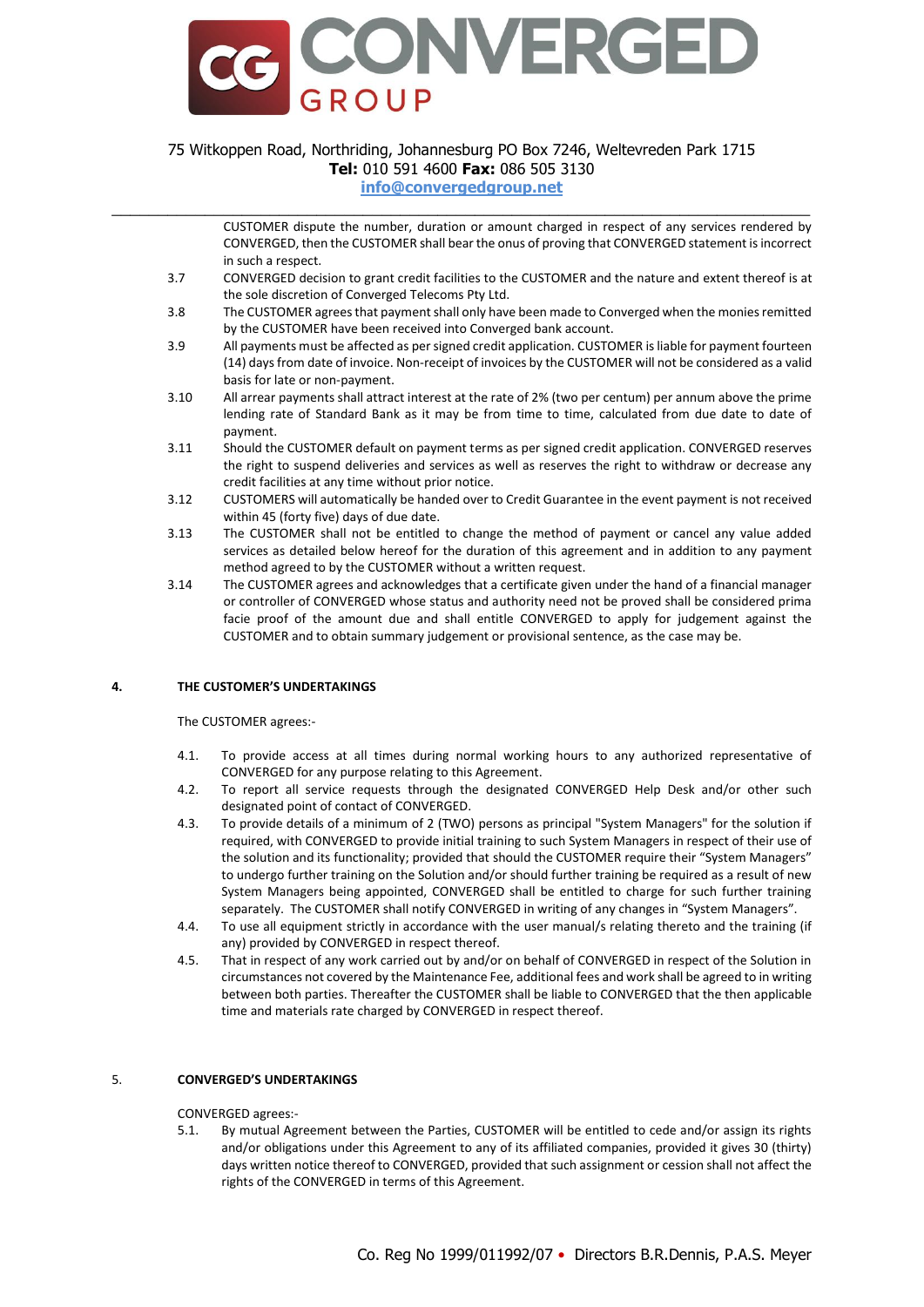CUSTOMER dispute the number, duration or amount charged in respect of any services rendered by CONVERGED, then the CUSTOMER shall bear the onus of proving that CONVERGED statement is incorrect in such a respect.

3.7 CONVERGED decision to grant credit facilities to the CUSTOMER and the nature and extent thereof is at the sole discretion of Converged Telecoms Pty Ltd.

3.8 The CUSTOMER agrees that payment shall only have been made to Converged when the monies remitted by the CUSTOMER have been received into Converged bank account.

3.9 All payments must be affected as per signed credit application. CUSTOMER is liable for payment fourteen (14) days from date of invoice. Non-receipt of invoices by the CUSTOMER will not be considered as a valid basis for late or non-payment.

3.10 All arrear payments shall attract interest at the rate of 2% (two per centum) per annum above the prime lending rate of Standard Bank as it may be from time to time, calculated from due date to date of payment.

3.11 Should the CUSTOMER default on payment terms as per signed credit application. CONVERGED reserves the right to suspend deliveries and services as well as reserves the right to withdraw or decrease any credit facilities at any time without prior notice.

3.12 CUSTOMERS will automatically be handed over to Credit Guarantee in the event payment is not received within 45 (forty five) days of due date.

3.13 The CUSTOMER shall not be entitled to change the method of payment or cancel any value added services as detailed below hereof for the duration of this agreement and in addition to any payment method agreed to by the CUSTOMER without a written request.

3.14 The CUSTOMER agrees and acknowledges that a certificate given under the hand of a financial manager or controller of CONVERGED whose status and authority need not be proved shall be considered prima facie proof of the amount due and shall entitle CONVERGED to apply for judgement against the CUSTOMER and to obtain summary judgement or provisional sentence, as the case may be.

## 4. THE CUSTOMER'S UNDERTAKINGS

The CUSTOMER agrees:-

4.1. To provide access at all times during normal working hours to any authorized representative of CONVERGED for any purpose relating to this Agreement.

4.2. To report all service requests through the designated CONVERGED Help Desk and/or other such designated point of contact of CONVERGED.

4.3. To provide details of a minimum of 2 (TWO) persons as principal "System Managers" for the solution if required, with CONVERGED to provide initial training to such System Managers in respect of their use of the solution and its functionality; provided that should the CUSTOMER require their "System Managers" to undergo further training on the Solution and/or should further training be required as a result of new System Managers being appointed, CONVERGED shall be entitled to charge for such further training separately. The CUSTOMER shall notify CONVERGED in writing of any changes in "System Managers".

4.4. To use all equipment strictly in accordance with the user manual/s relating thereto and the training (if any) provided by CONVERGED in respect thereof.

4.5. That in respect of any work carried out by and/or on behalf of CONVERGED in respect of the Solution in circumstances not covered by the Maintenance Fee, additional fees and work shall be agreed to in writing between both parties. Thereafter the CUSTOMER shall be liable to CONVERGED that the then applicable time and materials rate charged by CONVERGED in respect thereof.

## 5. CONVERGED'S UNDERTAKINGS

CONVERGED agrees:-

5.1. By mutual Agreement between the Parties, CUSTOMER will be entitled to cede and/or assign its rights and/or obligations under this Agreement to any of its affiliated companies, provided it gives 30 (thirty) days written notice thereof to CONVERGED, provided that such assignment or cession shall not affect the rights of the CONVERGED in terms of this Agreement.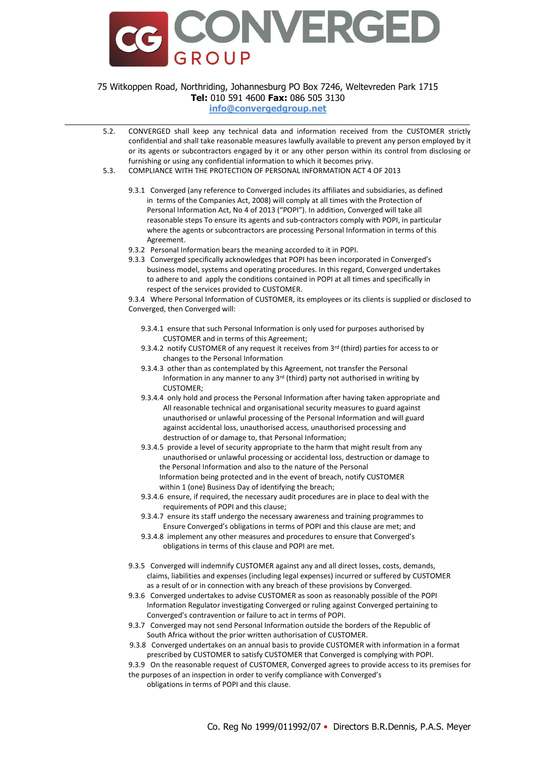5.2. CONVERGED shall keep any technical data and information received from the CUSTOMER strictly confidential and shall take reasonable measures lawfully available to prevent any person employed by it or its agents or subcontractors engaged by it or any other person within its control from disclosing or furnishing or using any confidential information to which it becomes privy.

5.3. COMPLIANCE WITH THE PROTECTION OF PERSONAL INFORMATION ACT 4 OF 2013

9.3.1 Converged (any reference to Converged includes its affiliates and subsidiaries, as defined in terms of the Companies Act, 2008) will comply at all times with the Protection of Personal Information Act, No 4 of 2013 ("POPI"). In addition, Converged will take all reasonable steps To ensure its agents and sub-contractors comply with POPI, in particular where the agents or subcontractors are processing Personal Information in terms of this Agreement.

9.3.2 Personal Information bears the meaning accorded to it in POPI.

9.3.3 Converged specifically acknowledges that POPI has been incorporated in Converged's business model, systems and operating procedures. In this regard, Converged undertakes to adhere to and apply the conditions contained in POPI at all times and specifically in respect of the services provided to CUSTOMER.

9.3.4 Where Personal Information of CUSTOMER, its employees or its clients is supplied or disclosed to Converged, then Converged will:

9.3.4.1 ensure that such Personal Information is only used for purposes authorised by CUSTOMER and in terms of this Agreement;

9.3.4.2 notify CUSTOMER of any request it receives from 3rd (third) parties for access to or changes to the Personal Information

9.3.4.3 other than as contemplated by this Agreement, not transfer the Personal Information in any manner to any 3rd (third) party not authorised in writing by CUSTOMER;

9.3.4.4 only hold and process the Personal Information after having taken appropriate and All reasonable technical and organisational security measures to guard against unauthorised or unlawful processing of the Personal Information and will guard against accidental loss, unauthorised access, unauthorised processing and destruction of or damage to, that Personal Information;

9.3.4.5 provide a level of security appropriate to the harm that might result from any unauthorised or unlawful processing or accidental loss, destruction or damage to the Personal Information and also to the nature of the Personal Information being protected and in the event of breach, notify CUSTOMER within 1 (one) Business Day of identifying the breach;

9.3.4.6 ensure, if required, the necessary audit procedures are in place to deal with the requirements of POPI and this clause;

9.3.4.7 ensure its staff undergo the necessary awareness and training programmes to Ensure Converged's obligations in terms of POPI and this clause are met; and

9.3.4.8 implement any other measures and procedures to ensure that Converged's obligations in terms of this clause and POPI are met.

9.3.5 Converged will indemnify CUSTOMER against any and all direct losses, costs, demands, claims, liabilities and expenses (including legal expenses) incurred or suffered by CUSTOMER as a result of or in connection with any breach of these provisions by Converged.

9.3.6 Converged undertakes to advise CUSTOMER as soon as reasonably possible of the POPI Information Regulator investigating Converged or ruling against Converged pertaining to Converged's contravention or failure to act in terms of POPI.

9.3.7 Converged may not send Personal Information outside the borders of the Republic of South Africa without the prior written authorisation of CUSTOMER.

9.3.8 Converged undertakes on an annual basis to provide CUSTOMER with information in a format prescribed by CUSTOMER to satisfy CUSTOMER that Converged is complying with POPI.

9.3.9 On the reasonable request of CUSTOMER, Converged agrees to provide access to its premises for the purposes of an inspection in order to verify compliance with Converged's obligations in terms of POPI and this clause.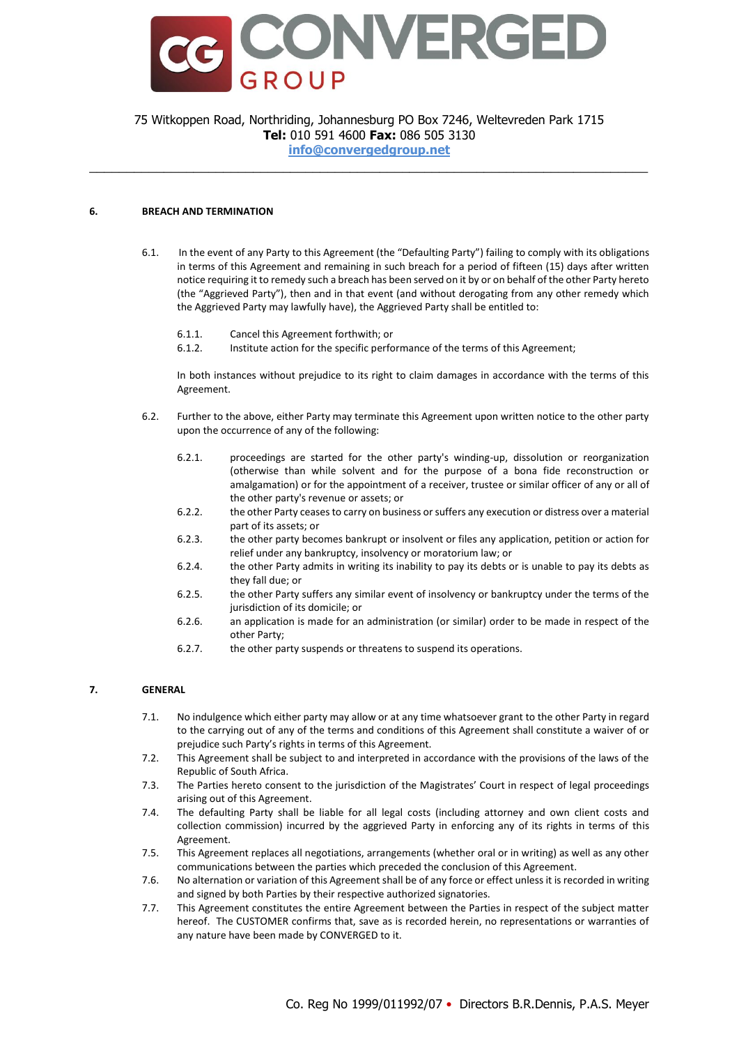## 6. BREACH AND TERMINATION

6.1. In the event of any Party to this Agreement (the "Defaulting Party") failing to comply with its obligations in terms of this Agreement and remaining in such breach for a period of fifteen (15) days after written notice requiring it to remedy such a breach has been served on it by or on behalf of the other Party hereto (the "Aggrieved Party"), then and in that event (and without derogating from any other remedy which the Aggrieved Party may lawfully have), the Aggrieved Party shall be entitled to:

6.1.1. Cancel this Agreement forthwith; or

6.1.2. Institute action for the specific performance of the terms of this Agreement;

In both instances without prejudice to its right to claim damages in accordance with the terms of this Agreement.

6.2. Further to the above, either Party may terminate this Agreement upon written notice to the other party upon the occurrence of any of the following:

6.2.1. proceedings are started for the other party's winding-up, dissolution or reorganization (otherwise than while solvent and for the purpose of a bona fide reconstruction or amalgamation) or for the appointment of a receiver, trustee or similar officer of any or all of the other party's revenue or assets; or

6.2.2. the other Party ceases to carry on business or suffers any execution or distress over a material part of its assets; or

6.2.3. the other party becomes bankrupt or insolvent or files any application, petition or action for relief under any bankruptcy, insolvency or moratorium law; or

6.2.4. the other Party admits in writing its inability to pay its debts or is unable to pay its debts as they fall due; or

6.2.5. the other Party suffers any similar event of insolvency or bankruptcy under the terms of the jurisdiction of its domicile; or

6.2.6. an application is made for an administration (or similar) order to be made in respect of the other Party;

6.2.7. the other party suspends or threatens to suspend its operations.

## 7. GENERAL

7.1. No indulgence which either party may allow or at any time whatsoever grant to the other Party in regard to the carrying out of any of the terms and conditions of this Agreement shall constitute a waiver of or prejudice such Party's rights in terms of this Agreement.

7.2. This Agreement shall be subject to and interpreted in accordance with the provisions of the laws of the Republic of South Africa.

7.3. The Parties hereto consent to the jurisdiction of the Magistrates' Court in respect of legal proceedings arising out of this Agreement.

7.4. The defaulting Party shall be liable for all legal costs (including attorney and own client costs and collection commission) incurred by the aggrieved Party in enforcing any of its rights in terms of this Agreement.

7.5. This Agreement replaces all negotiations, arrangements (whether oral or in writing) as well as any other communications between the parties which preceded the conclusion of this Agreement.

7.6. No alternation or variation of this Agreement shall be of any force or effect unless it is recorded in writing and signed by both Parties by their respective authorized signatories.

7.7. This Agreement constitutes the entire Agreement between the Parties in respect of the subject matter hereof. The CUSTOMER confirms that, save as is recorded herein, no representations or warranties of any nature have been made by CONVERGED to it.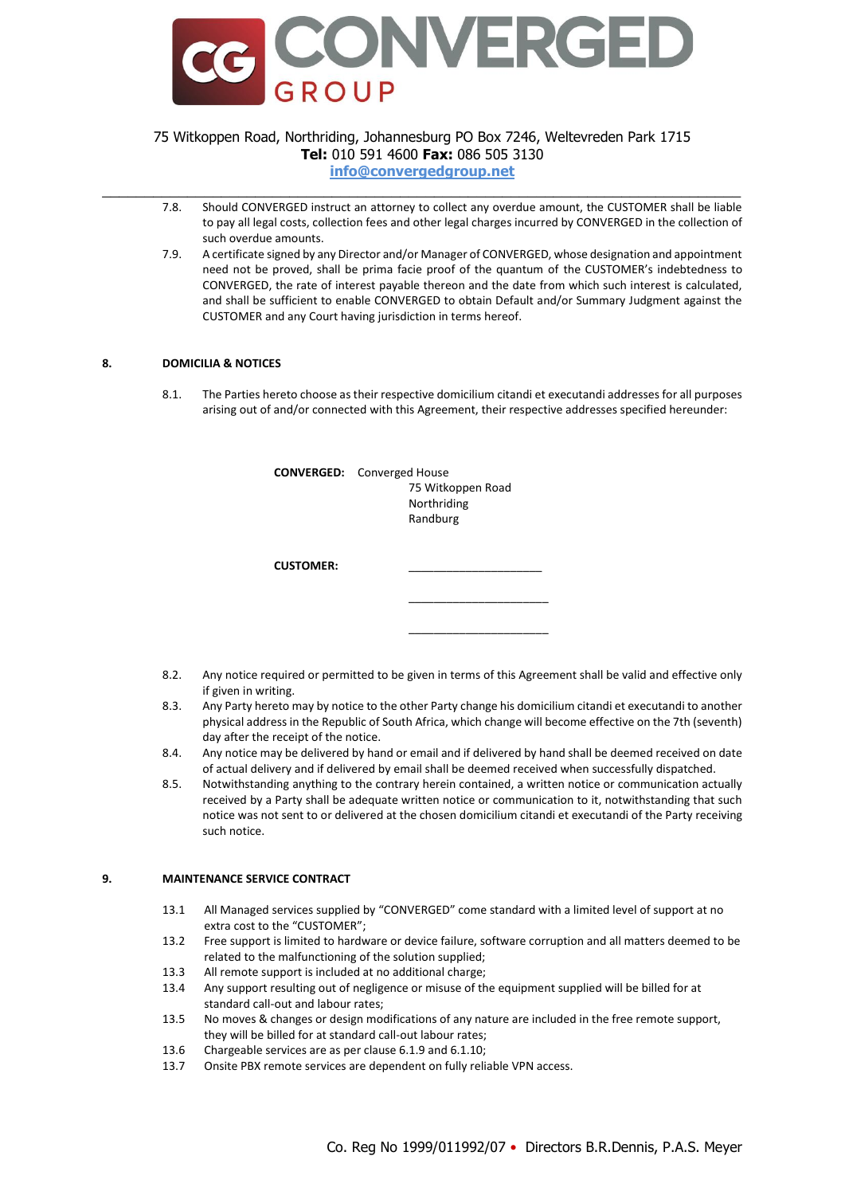7.8. Should CONVERGED instruct an attorney to collect any overdue amount, the CUSTOMER shall be liable to pay all legal costs, collection fees and other legal charges incurred by CONVERGED in the collection of such overdue amounts.

7.9. A certificate signed by any Director and/or Manager of CONVERGED, whose designation and appointment need not be proved, shall be prima facie proof of the quantum of the CUSTOMER's indebtedness to CONVERGED, the rate of interest payable thereon and the date from which such interest is calculated, and shall be sufficient to enable CONVERGED to obtain Default and/or Summary Judgment against the CUSTOMER and any Court having jurisdiction in terms hereof.

## 8. DOMICILIA & NOTICES

8.1. The Parties hereto choose as their respective domicilium citandi et executandi addresses for all purposes arising out of and/or connected with this Agreement, their respective addresses specified hereunder:

**CONVERGED:** Converged House
75 Witkoppen Road
Northriding
Randburg

**CUSTOMER:** ____________________

____________________

____________________

8.2. Any notice required or permitted to be given in terms of this Agreement shall be valid and effective only if given in writing.

8.3. Any Party hereto may by notice to the other Party change his domicilium citandi et executandi to another physical address in the Republic of South Africa, which change will become effective on the 7th (seventh) day after the receipt of the notice.

8.4. Any notice may be delivered by hand or email and if delivered by hand shall be deemed received on date of actual delivery and if delivered by email shall be deemed received when successfully dispatched.

8.5. Notwithstanding anything to the contrary herein contained, a written notice or communication actually received by a Party shall be adequate written notice or communication to it, notwithstanding that such notice was not sent to or delivered at the chosen domicilium citandi et executandi of the Party receiving such notice.

## 9. MAINTENANCE SERVICE CONTRACT

13.1 All Managed services supplied by "CONVERGED" come standard with a limited level of support at no extra cost to the "CUSTOMER";

13.2 Free support is limited to hardware or device failure, software corruption and all matters deemed to be related to the malfunctioning of the solution supplied;

13.3 All remote support is included at no additional charge;

13.4 Any support resulting out of negligence or misuse of the equipment supplied will be billed for at standard call-out and labour rates;

13.5 No moves & changes or design modifications of any nature are included in the free remote support, they will be billed for at standard call-out labour rates;

13.6 Chargeable services are as per clause 6.1.9 and 6.1.10;

13.7 Onsite PBX remote services are dependent on fully reliable VPN access.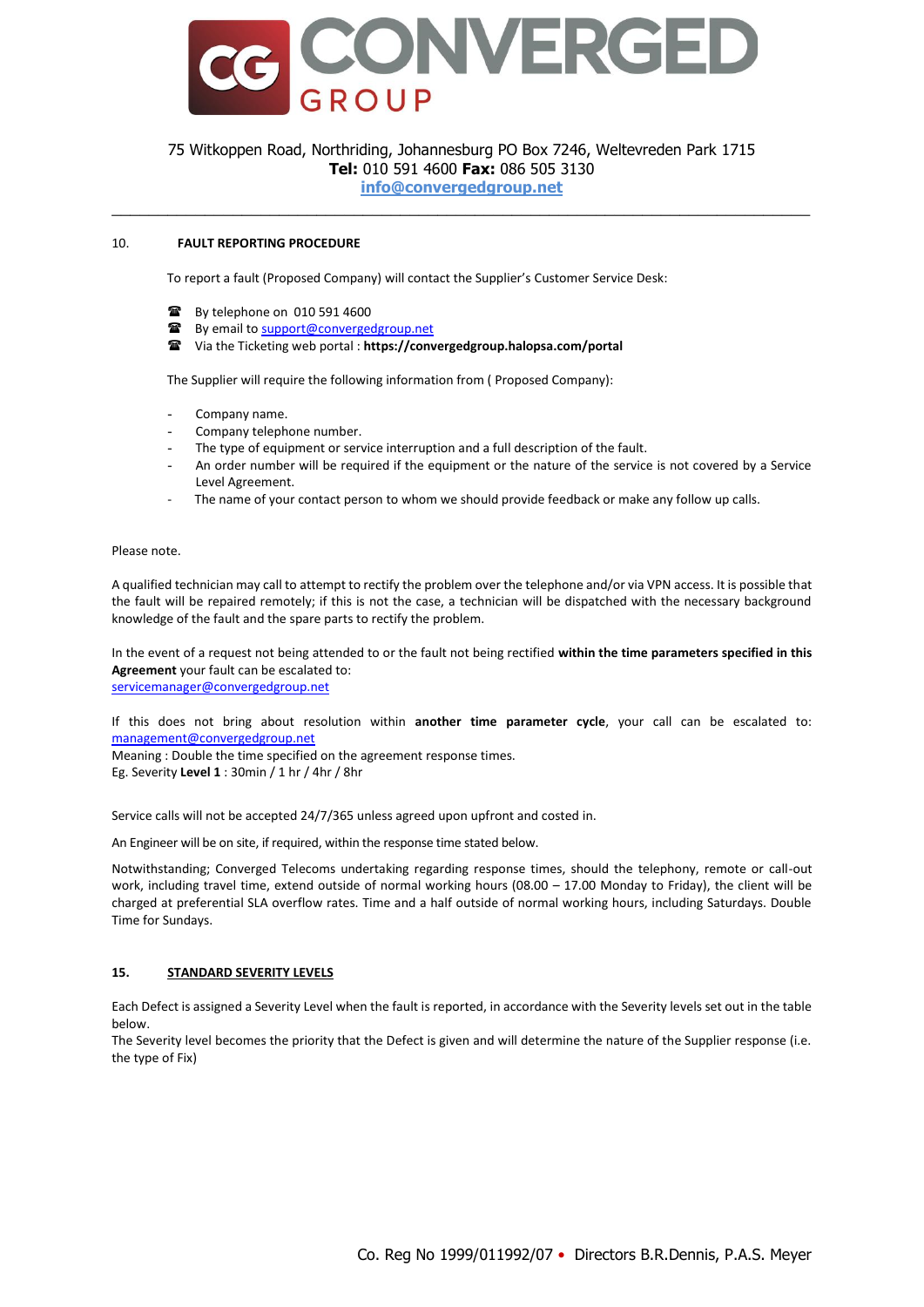## 10. FAULT REPORTING PROCEDURE

To report a fault (Proposed Company) will contact the Supplier's Customer Service Desk:

- By telephone on 010 591 4600
- By email to support@convergedgroup.net
- Via the Ticketing web portal : **https://convergedgroup.halopsa.com/portal**

The Supplier will require the following information from ( Proposed Company):

- Company name.
- Company telephone number.
- The type of equipment or service interruption and a full description of the fault.
- An order number will be required if the equipment or the nature of the service is not covered by a Service Level Agreement.
- The name of your contact person to whom we should provide feedback or make any follow up calls.

Please note.

A qualified technician may call to attempt to rectify the problem over the telephone and/or via VPN access. It is possible that the fault will be repaired remotely; if this is not the case, a technician will be dispatched with the necessary background knowledge of the fault and the spare parts to rectify the problem.

In the event of a request not being attended to or the fault not being rectified **within the time parameters specified in this Agreement** your fault can be escalated to:
servicemanager@convergedgroup.net

If this does not bring about resolution within **another time parameter cycle**, your call can be escalated to:
management@convergedgroup.net
Meaning : Double the time specified on the agreement response times.
Eg. Severity **Level 1** : 30min / 1 hr / 4hr / 8hr

Service calls will not be accepted 24/7/365 unless agreed upon upfront and costed in.

An Engineer will be on site, if required, within the response time stated below.

Notwithstanding; Converged Telecoms undertaking regarding response times, should the telephony, remote or call-out work, including travel time, extend outside of normal working hours (08.00 – 17.00 Monday to Friday), the client will be charged at preferential SLA overflow rates. Time and a half outside of normal working hours, including Saturdays. Double Time for Sundays.

## 15. STANDARD SEVERITY LEVELS

Each Defect is assigned a Severity Level when the fault is reported, in accordance with the Severity levels set out in the table below.
The Severity level becomes the priority that the Defect is given and will determine the nature of the Supplier response (i.e. the type of Fix)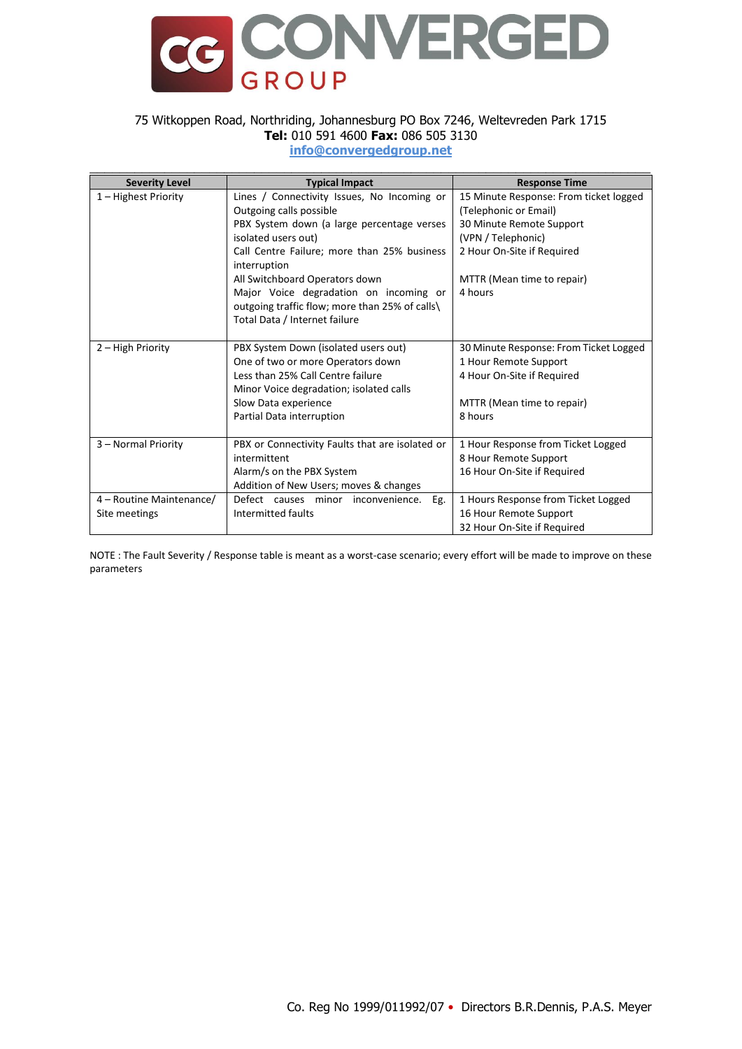75 Witkoppen Road, Northriding, Johannesburg PO Box 7246, Weltevreden Park 1715
**Tel:** 010 591 4600 **Fax:** 086 505 3130
info@convergedgroup.net

| Severity Level | Typical Impact | Response Time |
|---|---|---|
| 1 – Highest Priority | Lines / Connectivity Issues, No Incoming or Outgoing calls possible<br>PBX System down (a large percentage verses isolated users out)<br>Call Centre Failure; more than 25% business interruption<br>All Switchboard Operators down<br>Major Voice degradation on incoming or outgoing traffic flow; more than 25% of calls\<br>Total Data / Internet failure | 15 Minute Response: From ticket logged (Telephonic or Email)<br>30 Minute Remote Support (VPN / Telephonic)<br>2 Hour On-Site if Required<br><br>MTTR (Mean time to repair)<br>4 hours |
| 2 – High Priority | PBX System Down (isolated users out)<br>One of two or more Operators down<br>Less than 25% Call Centre failure<br>Minor Voice degradation; isolated calls<br>Slow Data experience<br>Partial Data interruption | 30 Minute Response: From Ticket Logged<br>1 Hour Remote Support<br>4 Hour On-Site if Required<br><br>MTTR (Mean time to repair)<br>8 hours |
| 3 – Normal Priority | PBX or Connectivity Faults that are isolated or intermittent<br>Alarm/s on the PBX System<br>Addition of New Users; moves & changes | 1 Hour Response from Ticket Logged<br>8 Hour Remote Support<br>16 Hour On-Site if Required |
| 4 – Routine Maintenance/ Site meetings | Defect causes minor inconvenience. Eg. Intermitted faults | 1 Hours Response from Ticket Logged<br>16 Hour Remote Support<br>32 Hour On-Site if Required |

NOTE : The Fault Severity / Response table is meant as a worst-case scenario; every effort will be made to improve on these parameters

Co. Reg No 1999/011992/07 • Directors B.R.Dennis, P.A.S. Meyer